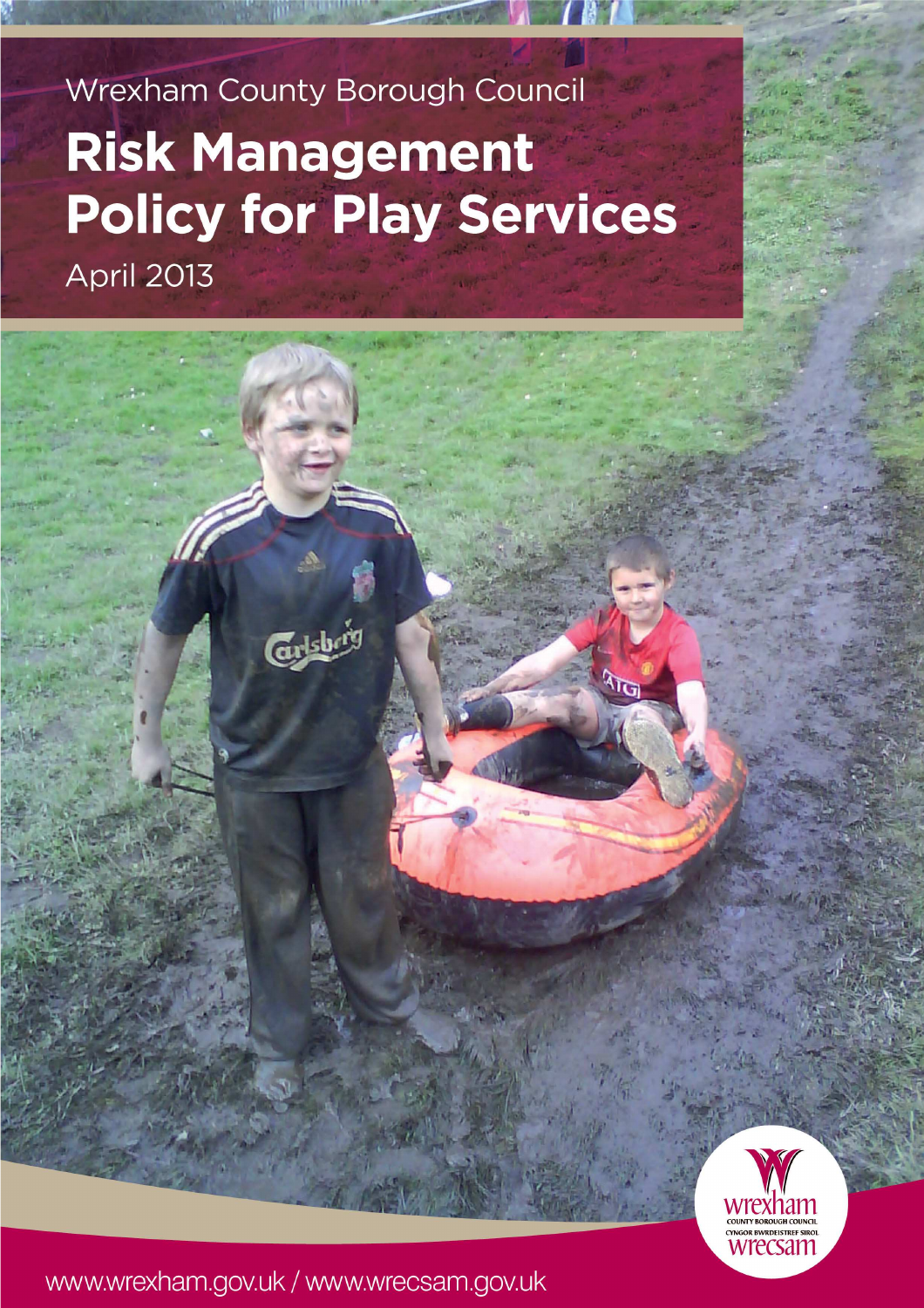Wrexham County Borough Council

# Risk Management Policy for Play Services

April 2013

www.wrexham.gov.uk / www.wrecsam.gov.uk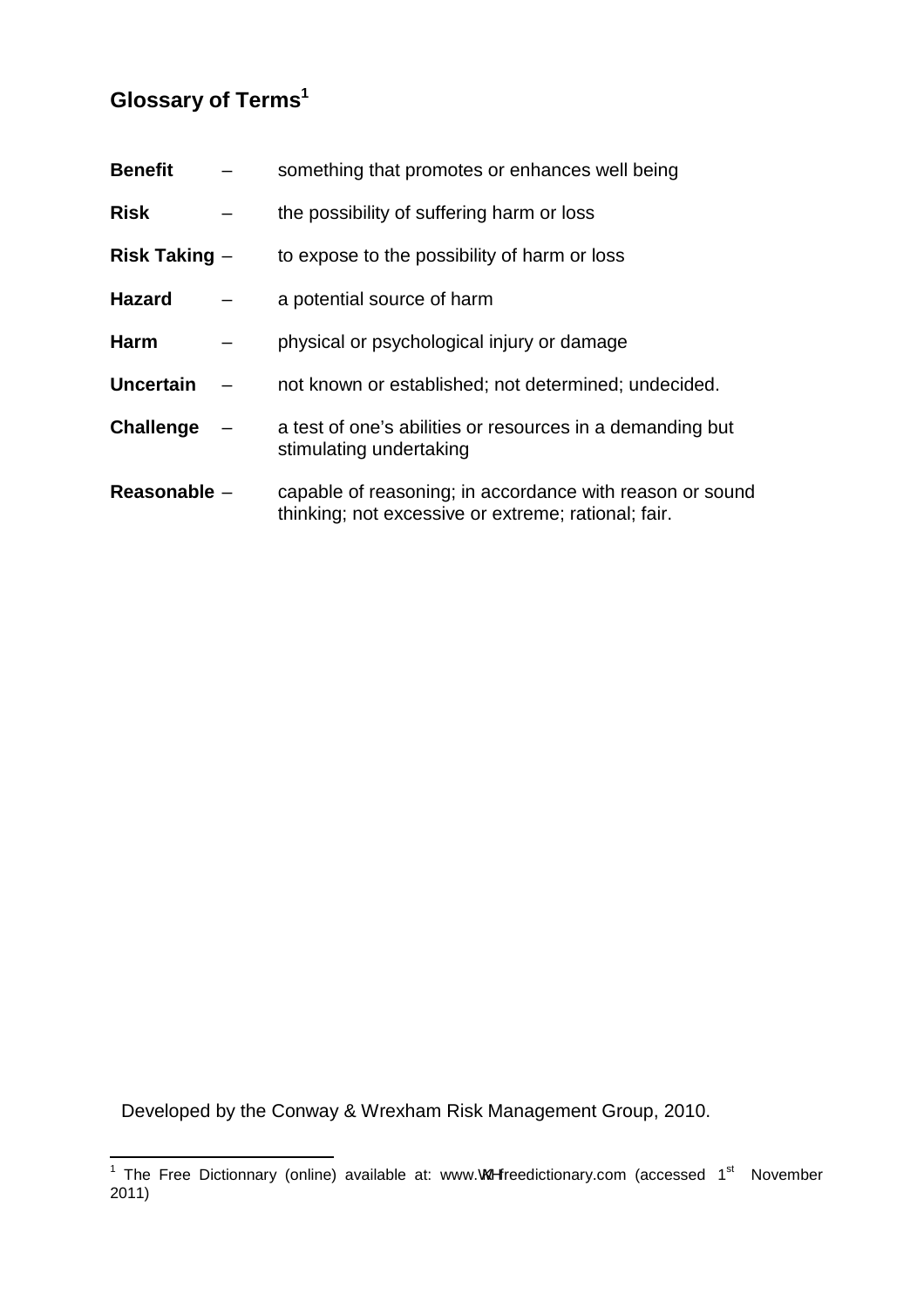## Glossary of Terms[1]

**Benefit** – something that promotes or enhances well being

**Risk** – the possibility of suffering harm or loss

**Risk Taking** – to expose to the possibility of harm or loss

**Hazard** – a potential source of harm

**Harm** – physical or psychological injury or damage

**Uncertain** – not known or established; not determined; undecided.

**Challenge** – a test of one's abilities or resources in a demanding but stimulating undertaking

**Reasonable** – capable of reasoning; in accordance with reason or sound thinking; not excessive or extreme; rational; fair.

Developed by the Conway & Wrexham Risk Management Group, 2010.

---

[1] The Free Dictionnary (online) available at: www.thefreedictionary.com (accessed 1st November 2011)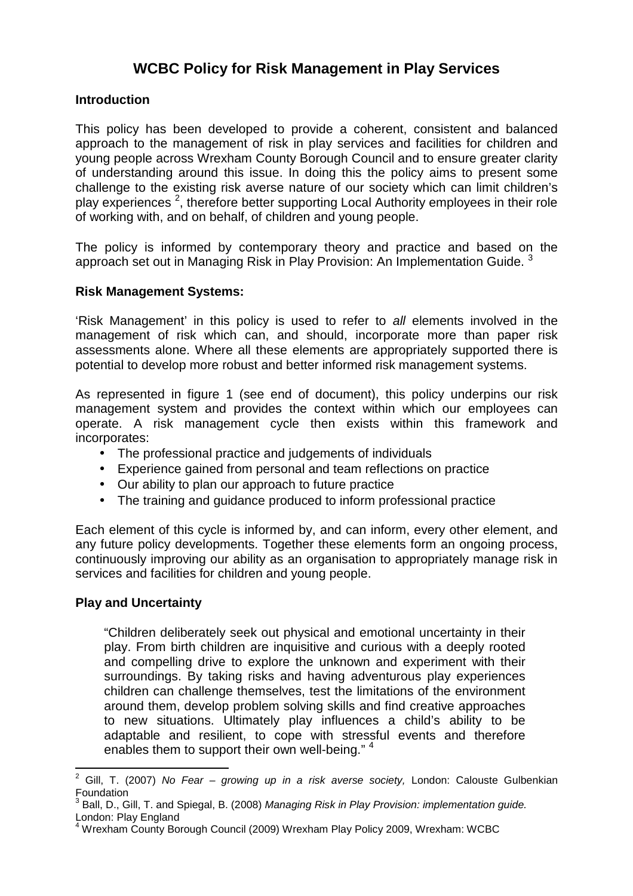# WCBC Policy for Risk Management in Play Services

### Introduction

This policy has been developed to provide a coherent, consistent and balanced approach to the management of risk in play services and facilities for children and young people across Wrexham County Borough Council and to ensure greater clarity of understanding around this issue. In doing this the policy aims to present some challenge to the existing risk averse nature of our society which can limit children's play experiences [2], therefore better supporting Local Authority employees in their role of working with, and on behalf, of children and young people.

The policy is informed by contemporary theory and practice and based on the approach set out in Managing Risk in Play Provision: An Implementation Guide. [3]

### Risk Management Systems:

'Risk Management' in this policy is used to refer to *all* elements involved in the management of risk which can, and should, incorporate more than paper risk assessments alone. Where all these elements are appropriately supported there is potential to develop more robust and better informed risk management systems.

As represented in figure 1 (see end of document), this policy underpins our risk management system and provides the context within which our employees can operate. A risk management cycle then exists within this framework and incorporates:

- The professional practice and judgements of individuals
- Experience gained from personal and team reflections on practice
- Our ability to plan our approach to future practice
- The training and guidance produced to inform professional practice

Each element of this cycle is informed by, and can inform, every other element, and any future policy developments. Together these elements form an ongoing process, continuously improving our ability as an organisation to appropriately manage risk in services and facilities for children and young people.

### Play and Uncertainty

> "Children deliberately seek out physical and emotional uncertainty in their play. From birth children are inquisitive and curious with a deeply rooted and compelling drive to explore the unknown and experiment with their surroundings. By taking risks and having adventurous play experiences children can challenge themselves, test the limitations of the environment around them, develop problem solving skills and find creative approaches to new situations. Ultimately play influences a child's ability to be adaptable and resilient, to cope with stressful events and therefore enables them to support their own well-being." [4]

---

[2] Gill, T. (2007) *No Fear – growing up in a risk averse society,* London: Calouste Gulbenkian Foundation

[3] Ball, D., Gill, T. and Spiegal, B. (2008) *Managing Risk in Play Provision: implementation guide.* London: Play England

[4] Wrexham County Borough Council (2009) Wrexham Play Policy 2009, Wrexham: WCBC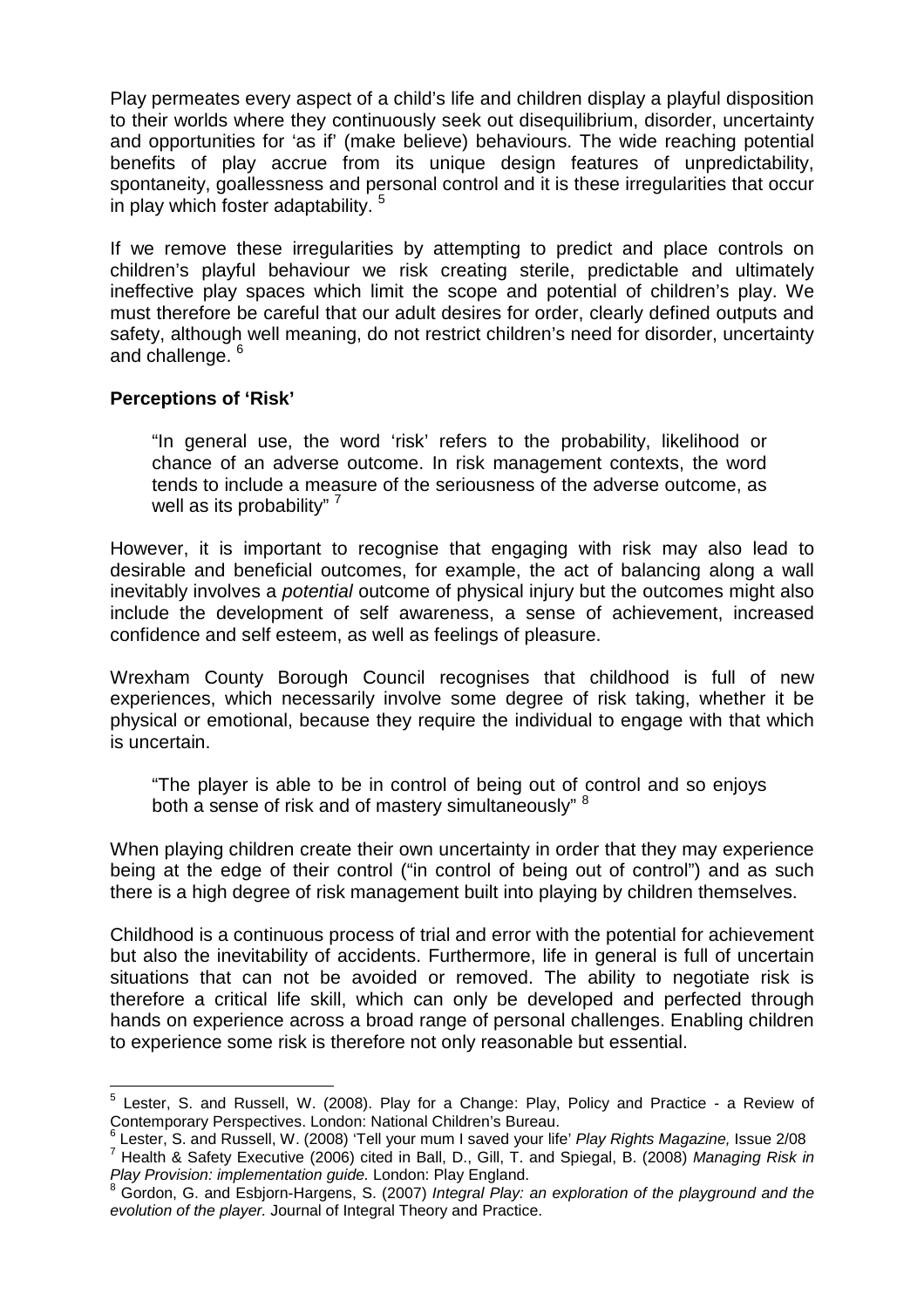Play permeates every aspect of a child's life and children display a playful disposition to their worlds where they continuously seek out disequilibrium, disorder, uncertainty and opportunities for 'as if' (make believe) behaviours. The wide reaching potential benefits of play accrue from its unique design features of unpredictability, spontaneity, goallessness and personal control and it is these irregularities that occur in play which foster adaptability. [5]

If we remove these irregularities by attempting to predict and place controls on children's playful behaviour we risk creating sterile, predictable and ultimately ineffective play spaces which limit the scope and potential of children's play. We must therefore be careful that our adult desires for order, clearly defined outputs and safety, although well meaning, do not restrict children's need for disorder, uncertainty and challenge. [6]

**Perceptions of 'Risk'**

> "In general use, the word 'risk' refers to the probability, likelihood or chance of an adverse outcome. In risk management contexts, the word tends to include a measure of the seriousness of the adverse outcome, as well as its probability" [7]

However, it is important to recognise that engaging with risk may also lead to desirable and beneficial outcomes, for example, the act of balancing along a wall inevitably involves a *potential* outcome of physical injury but the outcomes might also include the development of self awareness, a sense of achievement, increased confidence and self esteem, as well as feelings of pleasure.

Wrexham County Borough Council recognises that childhood is full of new experiences, which necessarily involve some degree of risk taking, whether it be physical or emotional, because they require the individual to engage with that which is uncertain.

> "The player is able to be in control of being out of control and so enjoys both a sense of risk and of mastery simultaneously" [8]

When playing children create their own uncertainty in order that they may experience being at the edge of their control ("in control of being out of control") and as such there is a high degree of risk management built into playing by children themselves.

Childhood is a continuous process of trial and error with the potential for achievement but also the inevitability of accidents. Furthermore, life in general is full of uncertain situations that can not be avoided or removed. The ability to negotiate risk is therefore a critical life skill, which can only be developed and perfected through hands on experience across a broad range of personal challenges. Enabling children to experience some risk is therefore not only reasonable but essential.

---

[5] Lester, S. and Russell, W. (2008). Play for a Change: Play, Policy and Practice - a Review of Contemporary Perspectives. London: National Children's Bureau.

[6] Lester, S. and Russell, W. (2008) 'Tell your mum I saved your life' *Play Rights Magazine,* Issue 2/08

[7] Health & Safety Executive (2006) cited in Ball, D., Gill, T. and Spiegal, B. (2008) *Managing Risk in Play Provision: implementation guide.* London: Play England.

[8] Gordon, G. and Esbjorn-Hargens, S. (2007) *Integral Play: an exploration of the playground and the evolution of the player.* Journal of Integral Theory and Practice.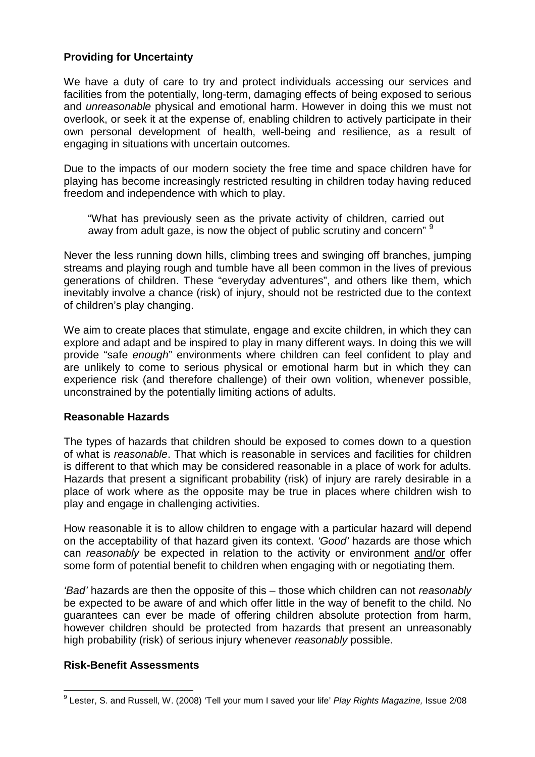## Providing for Uncertainty

We have a duty of care to try and protect individuals accessing our services and facilities from the potentially, long-term, damaging effects of being exposed to serious and *unreasonable* physical and emotional harm. However in doing this we must not overlook, or seek it at the expense of, enabling children to actively participate in their own personal development of health, well-being and resilience, as a result of engaging in situations with uncertain outcomes.

Due to the impacts of our modern society the free time and space children have for playing has become increasingly restricted resulting in children today having reduced freedom and independence with which to play.

> "What has previously seen as the private activity of children, carried out away from adult gaze, is now the object of public scrutiny and concern" [9]

Never the less running down hills, climbing trees and swinging off branches, jumping streams and playing rough and tumble have all been common in the lives of previous generations of children. These "everyday adventures", and others like them, which inevitably involve a chance (risk) of injury, should not be restricted due to the context of children's play changing.

We aim to create places that stimulate, engage and excite children, in which they can explore and adapt and be inspired to play in many different ways. In doing this we will provide "safe *enough*" environments where children can feel confident to play and are unlikely to come to serious physical or emotional harm but in which they can experience risk (and therefore challenge) of their own volition, whenever possible, unconstrained by the potentially limiting actions of adults.

## Reasonable Hazards

The types of hazards that children should be exposed to comes down to a question of what is *reasonable*. That which is reasonable in services and facilities for children is different to that which may be considered reasonable in a place of work for adults. Hazards that present a significant probability (risk) of injury are rarely desirable in a place of work where as the opposite may be true in places where children wish to play and engage in challenging activities.

How reasonable it is to allow children to engage with a particular hazard will depend on the acceptability of that hazard given its context. *'Good'* hazards are those which can *reasonably* be expected in relation to the activity or environment and/or offer some form of potential benefit to children when engaging with or negotiating them.

*'Bad'* hazards are then the opposite of this – those which children can not *reasonably* be expected to be aware of and which offer little in the way of benefit to the child. No guarantees can ever be made of offering children absolute protection from harm, however children should be protected from hazards that present an unreasonably high probability (risk) of serious injury whenever *reasonably* possible.

## Risk-Benefit Assessments

---

[9] Lester, S. and Russell, W. (2008) 'Tell your mum I saved your life' *Play Rights Magazine,* Issue 2/08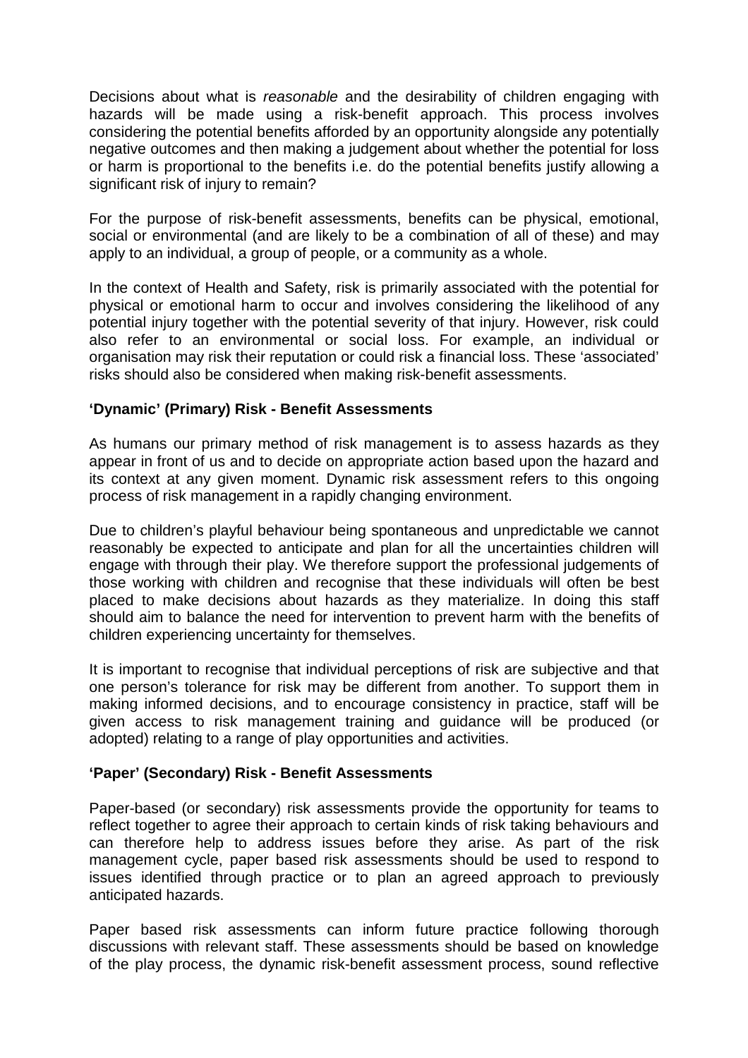Decisions about what is *reasonable* and the desirability of children engaging with hazards will be made using a risk-benefit approach. This process involves considering the potential benefits afforded by an opportunity alongside any potentially negative outcomes and then making a judgement about whether the potential for loss or harm is proportional to the benefits i.e. do the potential benefits justify allowing a significant risk of injury to remain?

For the purpose of risk-benefit assessments, benefits can be physical, emotional, social or environmental (and are likely to be a combination of all of these) and may apply to an individual, a group of people, or a community as a whole.

In the context of Health and Safety, risk is primarily associated with the potential for physical or emotional harm to occur and involves considering the likelihood of any potential injury together with the potential severity of that injury. However, risk could also refer to an environmental or social loss. For example, an individual or organisation may risk their reputation or could risk a financial loss. These 'associated' risks should also be considered when making risk-benefit assessments.

**'Dynamic' (Primary) Risk - Benefit Assessments**

As humans our primary method of risk management is to assess hazards as they appear in front of us and to decide on appropriate action based upon the hazard and its context at any given moment. Dynamic risk assessment refers to this ongoing process of risk management in a rapidly changing environment.

Due to children's playful behaviour being spontaneous and unpredictable we cannot reasonably be expected to anticipate and plan for all the uncertainties children will engage with through their play. We therefore support the professional judgements of those working with children and recognise that these individuals will often be best placed to make decisions about hazards as they materialize. In doing this staff should aim to balance the need for intervention to prevent harm with the benefits of children experiencing uncertainty for themselves.

It is important to recognise that individual perceptions of risk are subjective and that one person's tolerance for risk may be different from another. To support them in making informed decisions, and to encourage consistency in practice, staff will be given access to risk management training and guidance will be produced (or adopted) relating to a range of play opportunities and activities.

**'Paper' (Secondary) Risk - Benefit Assessments**

Paper-based (or secondary) risk assessments provide the opportunity for teams to reflect together to agree their approach to certain kinds of risk taking behaviours and can therefore help to address issues before they arise. As part of the risk management cycle, paper based risk assessments should be used to respond to issues identified through practice or to plan an agreed approach to previously anticipated hazards.

Paper based risk assessments can inform future practice following thorough discussions with relevant staff. These assessments should be based on knowledge of the play process, the dynamic risk-benefit assessment process, sound reflective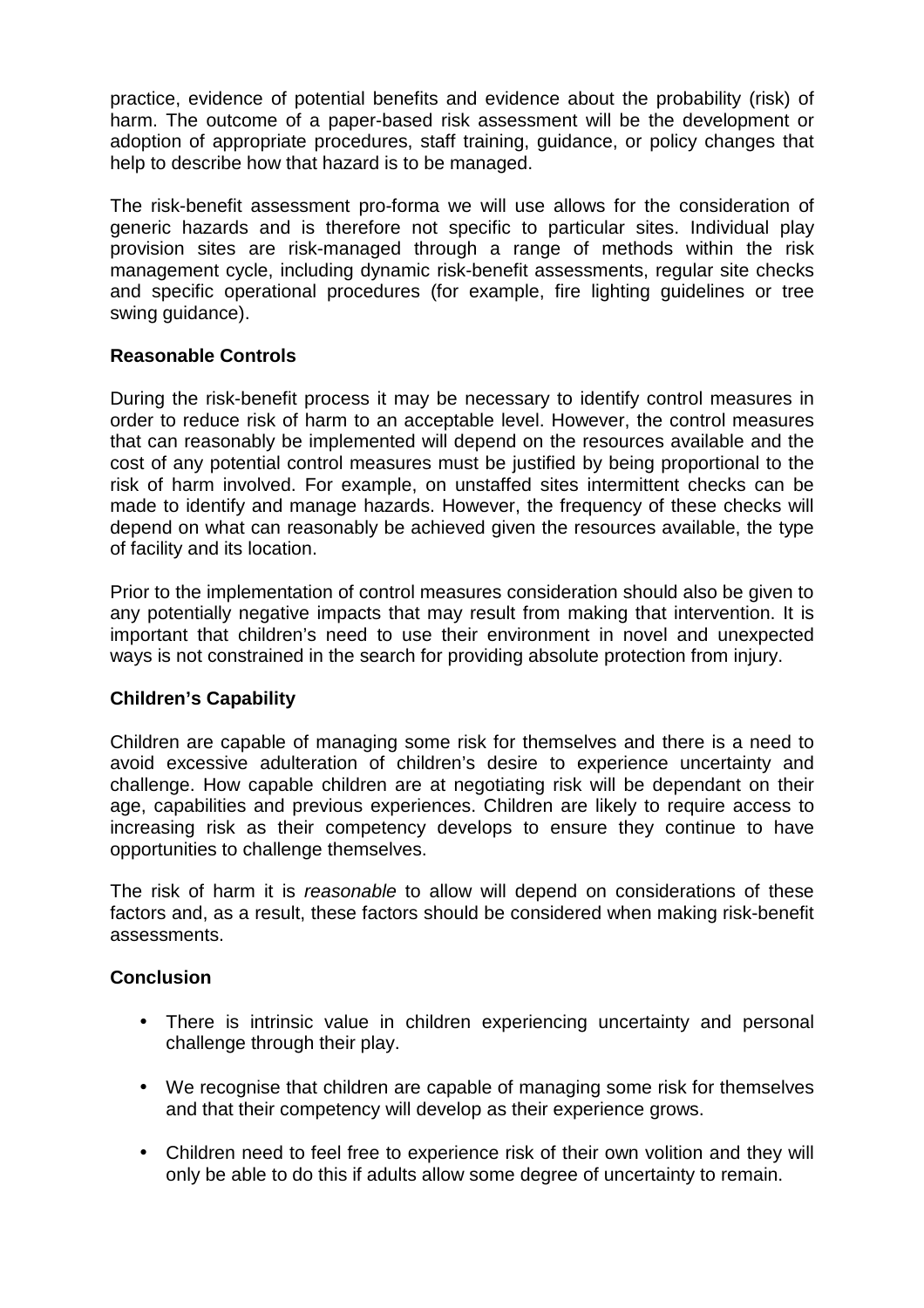practice, evidence of potential benefits and evidence about the probability (risk) of harm. The outcome of a paper-based risk assessment will be the development or adoption of appropriate procedures, staff training, guidance, or policy changes that help to describe how that hazard is to be managed.

The risk-benefit assessment pro-forma we will use allows for the consideration of generic hazards and is therefore not specific to particular sites. Individual play provision sites are risk-managed through a range of methods within the risk management cycle, including dynamic risk-benefit assessments, regular site checks and specific operational procedures (for example, fire lighting guidelines or tree swing guidance).

**Reasonable Controls**

During the risk-benefit process it may be necessary to identify control measures in order to reduce risk of harm to an acceptable level. However, the control measures that can reasonably be implemented will depend on the resources available and the cost of any potential control measures must be justified by being proportional to the risk of harm involved. For example, on unstaffed sites intermittent checks can be made to identify and manage hazards. However, the frequency of these checks will depend on what can reasonably be achieved given the resources available, the type of facility and its location.

Prior to the implementation of control measures consideration should also be given to any potentially negative impacts that may result from making that intervention. It is important that children's need to use their environment in novel and unexpected ways is not constrained in the search for providing absolute protection from injury.

**Children's Capability**

Children are capable of managing some risk for themselves and there is a need to avoid excessive adulteration of children's desire to experience uncertainty and challenge. How capable children are at negotiating risk will be dependant on their age, capabilities and previous experiences. Children are likely to require access to increasing risk as their competency develops to ensure they continue to have opportunities to challenge themselves.

The risk of harm it is *reasonable* to allow will depend on considerations of these factors and, as a result, these factors should be considered when making risk-benefit assessments.

**Conclusion**

- There is intrinsic value in children experiencing uncertainty and personal challenge through their play.
- We recognise that children are capable of managing some risk for themselves and that their competency will develop as their experience grows.
- Children need to feel free to experience risk of their own volition and they will only be able to do this if adults allow some degree of uncertainty to remain.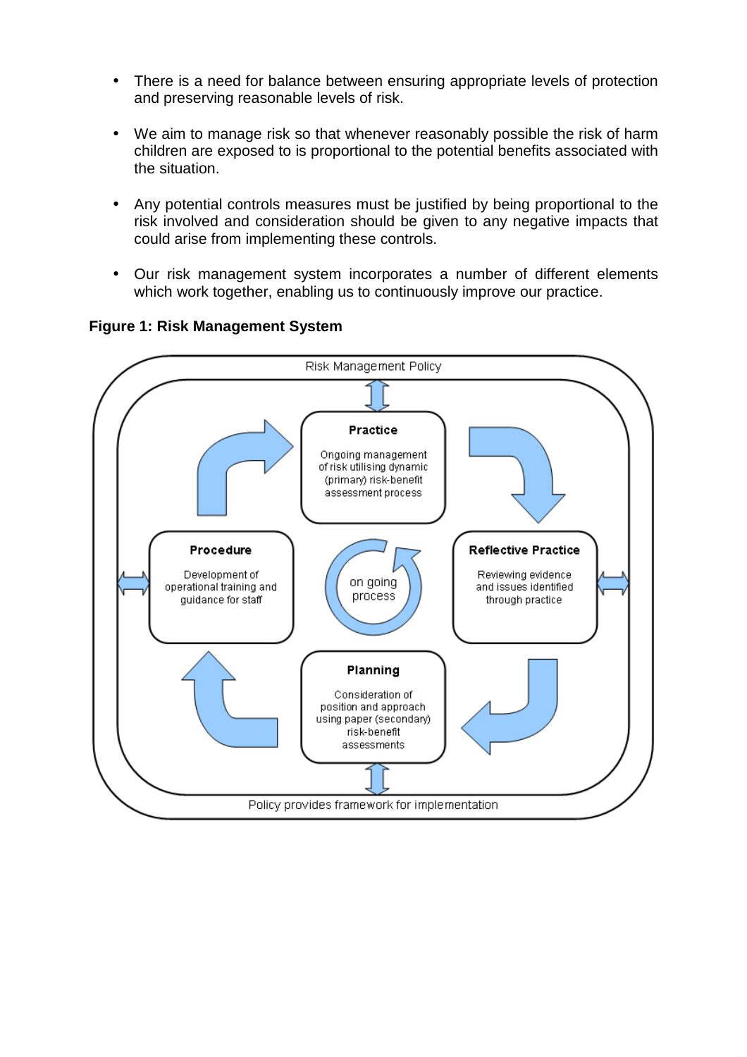- There is a need for balance between ensuring appropriate levels of protection and preserving reasonable levels of risk.

- We aim to manage risk so that whenever reasonably possible the risk of harm children are exposed to is proportional to the potential benefits associated with the situation.

- Any potential controls measures must be justified by being proportional to the risk involved and consideration should be given to any negative impacts that could arise from implementing these controls.

- Our risk management system incorporates a number of different elements which work together, enabling us to continuously improve our practice.

**Figure 1: Risk Management System**

Risk Management Policy

**Practice**
Ongoing management of risk utilising dynamic (primary) risk-benefit assessment process

**Reflective Practice**
Reviewing evidence and issues identified through practice

**Planning**
Consideration of position and approach using paper (secondary) risk-benefit assessments

**Procedure**
Development of operational training and guidance for staff

on going process

Policy provides framework for implementation